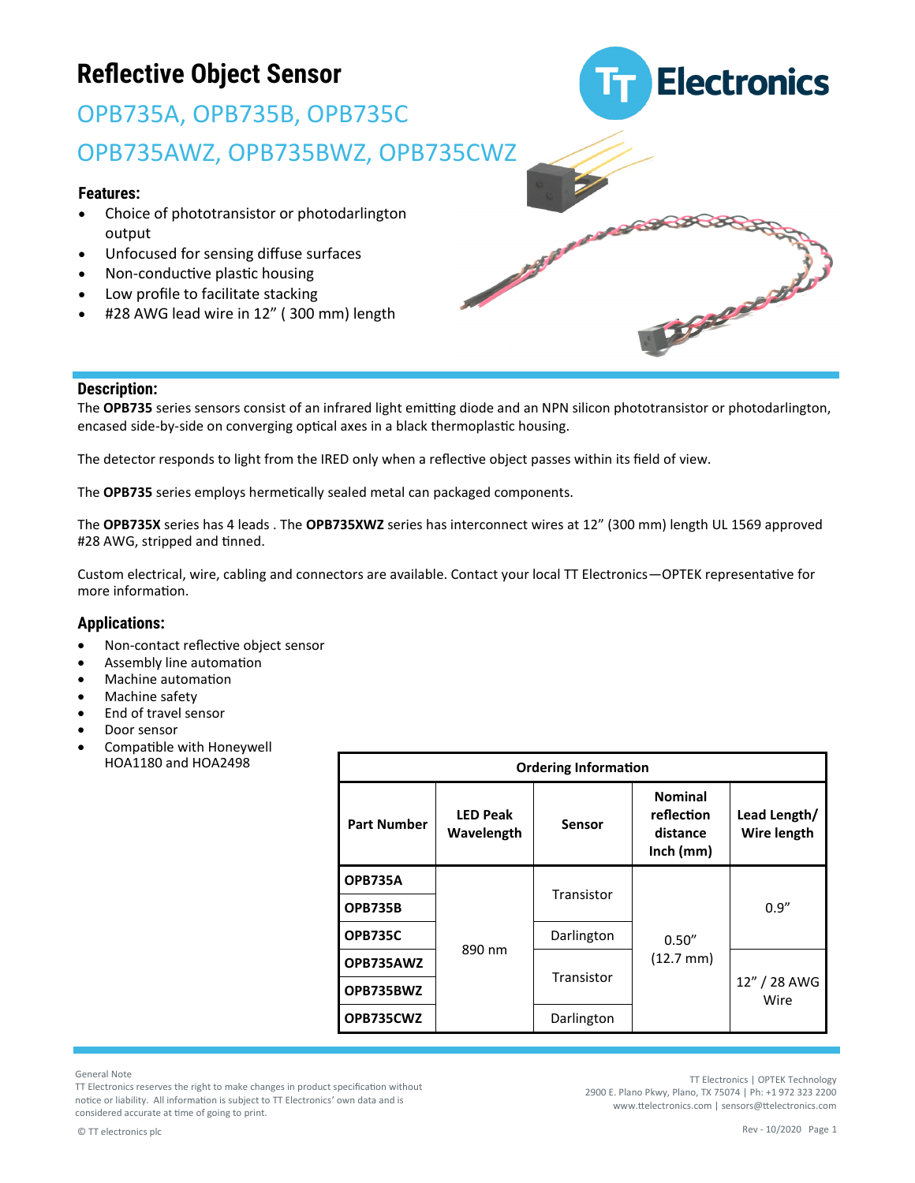# Reflective Object Sensor

## OPB735A, OPB735B, OPB735C

## OPB735AWZ, OPB735BWZ, OPB735CWZ

### Features:

- Choice of phototransistor or photodarlington output
- Unfocused for sensing diffuse surfaces
- Non-conductive plastic housing
- Low profile to facilitate stacking
- #28 AWG lead wire in 12" ( 300 mm) length

### Description:

The **OPB735** series sensors consist of an infrared light emitting diode and an NPN silicon phototransistor or photodarlington, encased side-by-side on converging optical axes in a black thermoplastic housing.

The detector responds to light from the IRED only when a reflective object passes within its field of view.

The **OPB735** series employs hermetically sealed metal can packaged components.

The **OPB735X** series has 4 leads . The **OPB735XWZ** series has interconnect wires at 12" (300 mm) length UL 1569 approved #28 AWG, stripped and tinned.

Custom electrical, wire, cabling and connectors are available. Contact your local TT Electronics—OPTEK representative for more information.

### Applications:

- Non-contact reflective object sensor
- Assembly line automation
- Machine automation
- Machine safety
- End of travel sensor
- Door sensor
- Compatible with Honeywell HOA1180 and HOA2498

| Ordering Information | | | | |
|---|---|---|---|---|
| **Part Number** | **LED Peak Wavelength** | **Sensor** | **Nominal reflection distance Inch (mm)** | **Lead Length/ Wire length** |
| **OPB735A** | 890 nm | Transistor | 0.50" (12.7 mm) | 0.9" |
| **OPB735B** | 890 nm | Transistor | 0.50" (12.7 mm) | 0.9" |
| **OPB735C** | 890 nm | Darlington | 0.50" (12.7 mm) | 0.9" |
| **OPB735AWZ** | 890 nm | Transistor | 0.50" (12.7 mm) | 12" / 28 AWG Wire |
| **OPB735BWZ** | 890 nm | Transistor | 0.50" (12.7 mm) | 12" / 28 AWG Wire |
| **OPB735CWZ** | 890 nm | Darlington | 0.50" (12.7 mm) | 12" / 28 AWG Wire |

General Note
TT Electronics reserves the right to make changes in product specification without notice or liability. All information is subject to TT Electronics' own data and is considered accurate at time of going to print.

© TT electronics plc

TT Electronics | OPTEK Technology
2900 E. Plano Pkwy, Plano, TX 75074 | Ph: +1 972 323 2200
www.ttelectronics.com | sensors@ttelectronics.com

Rev - 10/2020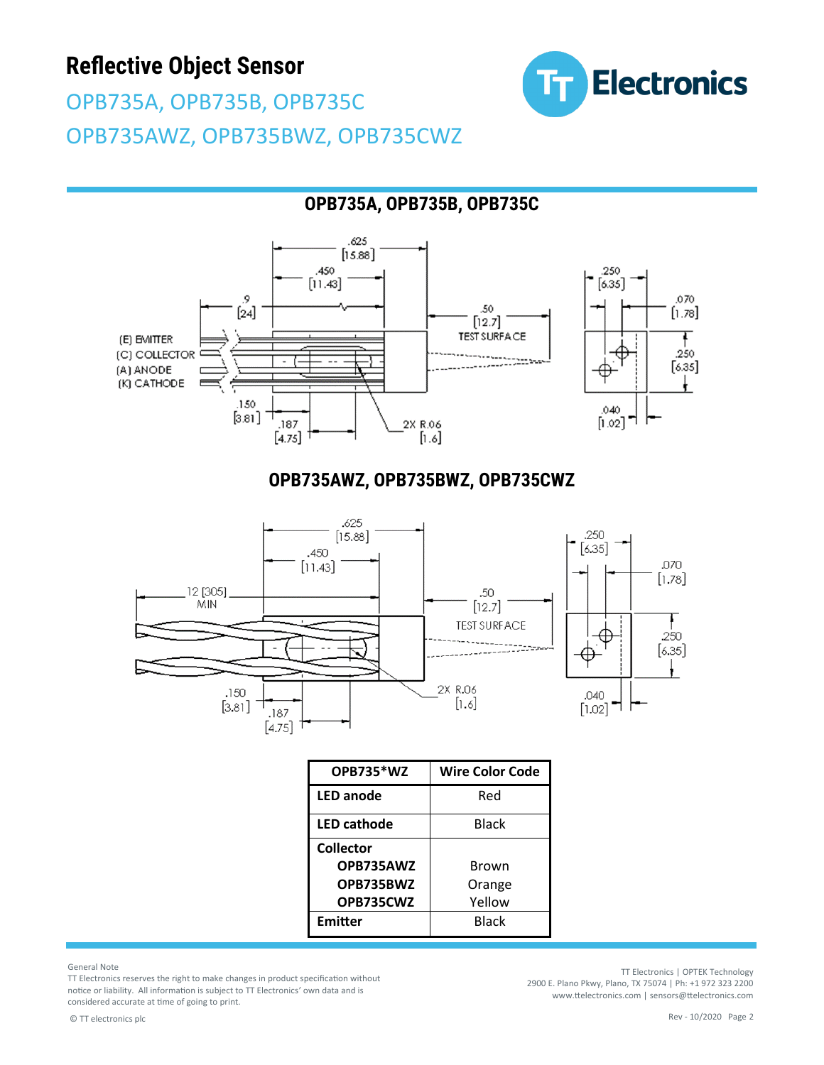# Reflective Object Sensor

## OPB735A, OPB735B, OPB735C
## OPB735AWZ, OPB735BWZ, OPB735CWZ

### OPB735A, OPB735B, OPB735C

(E) EMITTER
(C) COLLECTOR
(A) ANODE
(K) CATHODE

.625 [15.88]
.450 [11.43]
.9 [24]
.50 [12.7] TEST SURFACE
.150 [3.81]
.187 [4.75]
2X R.06 [1.6]
.250 [6.35]
.070 [1.78]
.250 [6.35]
.040 [1.02]

### OPB735AWZ, OPB735BWZ, OPB735CWZ

.625 [15.88]
.450 [11.43]
12 [305] MIN
.50 [12.7] TEST SURFACE
.150 [3.81]
.187 [4.75]
2X R.06 [1.6]
.250 [6.35]
.070 [1.78]
.250 [6.35]
.040 [1.02]

| OPB735*WZ | Wire Color Code |
|---|---|
| **LED anode** | Red |
| **LED cathode** | Black |
| **Collector** | |
| **OPB735AWZ** | Brown |
| **OPB735BWZ** | Orange |
| **OPB735CWZ** | Yellow |
| **Emitter** | Black |

General Note
TT Electronics reserves the right to make changes in product specification without notice or liability. All information is subject to TT Electronics' own data and is considered accurate at time of going to print.

© TT electronics plc

TT Electronics | OPTEK Technology
2900 E. Plano Pkwy, Plano, TX 75074 | Ph: +1 972 323 2200
www.ttelectronics.com | sensors@ttelectronics.com

Rev - 10/2020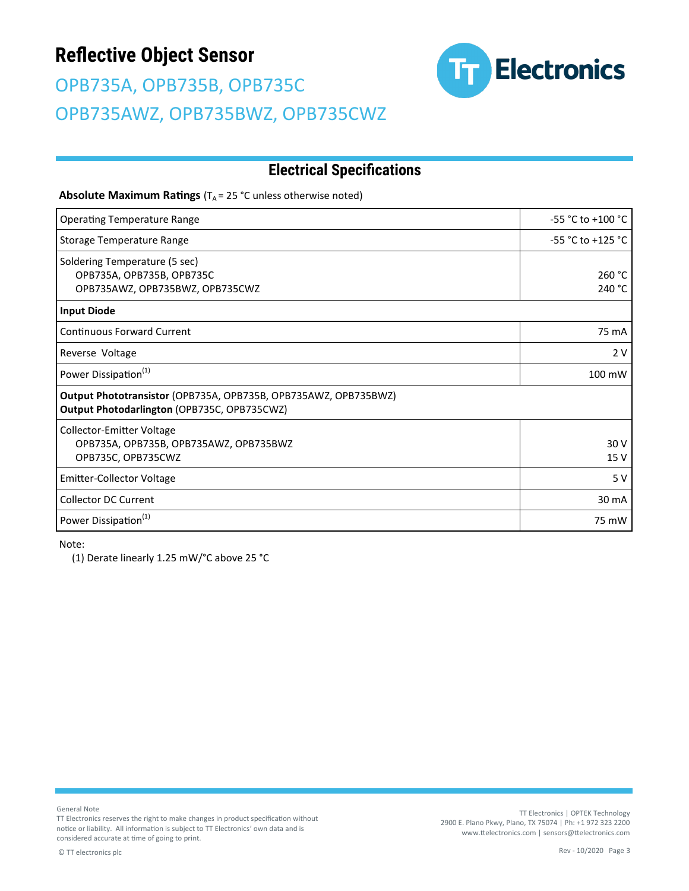# Reflective Object Sensor

## OPB735A, OPB735B, OPB735C
## OPB735AWZ, OPB735BWZ, OPB735CWZ

## Electrical Specifications

**Absolute Maximum Ratings** ($T_A$ = 25 °C unless otherwise noted)

| Parameter | Rating |
|---|---|
| Operating Temperature Range | -55 °C to +100 °C |
| Storage Temperature Range | -55 °C to +125 °C |
| Soldering Temperature (5 sec)<br>OPB735A, OPB735B, OPB735C<br>OPB735AWZ, OPB735BWZ, OPB735CWZ | <br>260 °C<br>240 °C |
| **Input Diode** | |
| Continuous Forward Current | 75 mA |
| Reverse Voltage | 2 V |
| Power Dissipation[1] | 100 mW |
| **Output Phototransistor** (OPB735A, OPB735B, OPB735AWZ, OPB735BWZ)<br>**Output Photodarlington** (OPB735C, OPB735CWZ) | |
| Collector-Emitter Voltage<br>OPB735A, OPB735B, OPB735AWZ, OPB735BWZ<br>OPB735C, OPB735CWZ | <br>30 V<br>15 V |
| Emitter-Collector Voltage | 5 V |
| Collector DC Current | 30 mA |
| Power Dissipation[1] | 75 mW |

Note:

(1) Derate linearly 1.25 mW/°C above 25 °C

General Note

TT Electronics reserves the right to make changes in product specification without notice or liability. All information is subject to TT Electronics' own data and is considered accurate at time of going to print.

© TT electronics plc

TT Electronics | OPTEK Technology
2900 E. Plano Pkwy, Plano, TX 75074 | Ph: +1 972 323 2200
www.ttelectronics.com | sensors@ttelectronics.com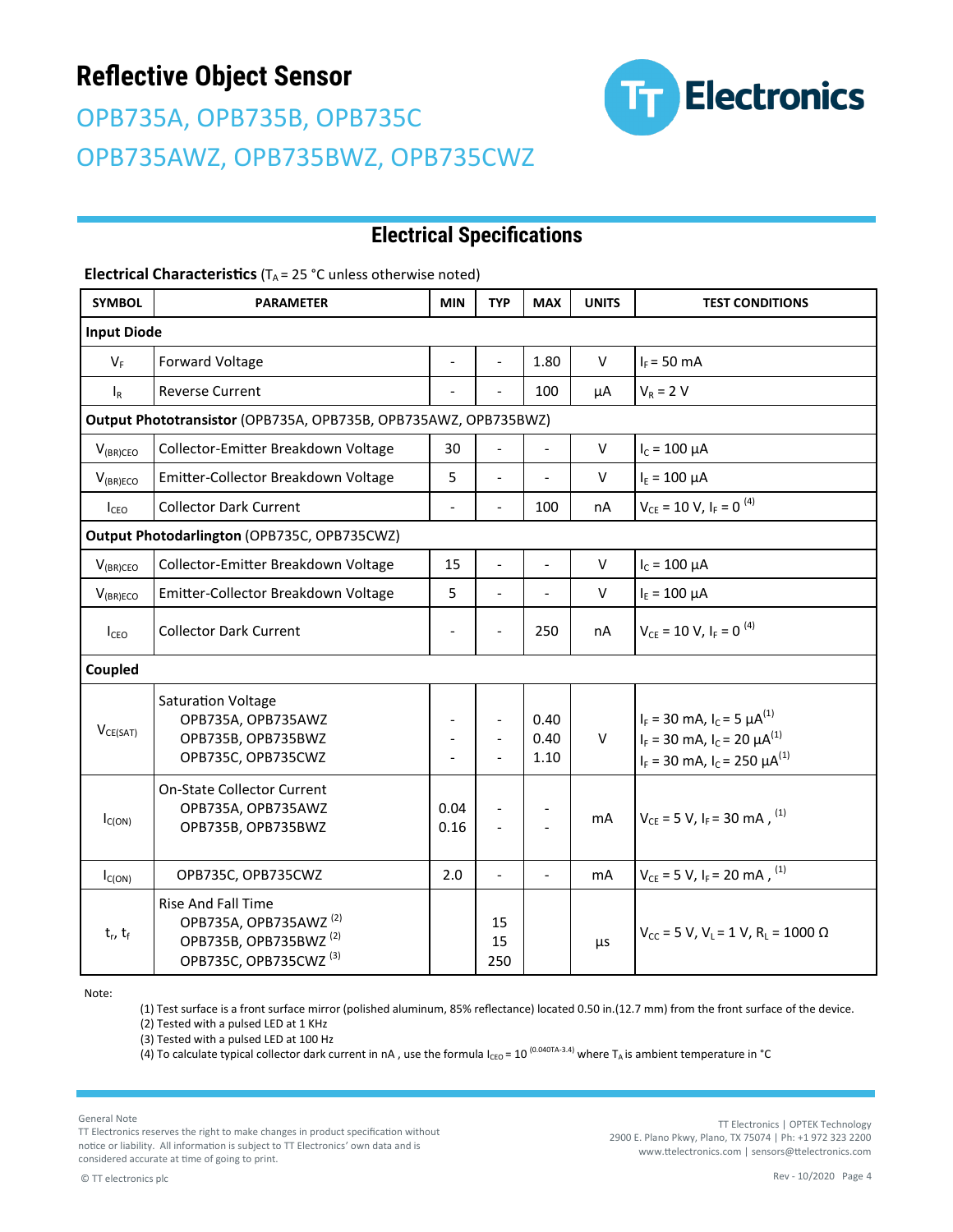# Reflective Object Sensor

## OPB735A, OPB735B, OPB735C
## OPB735AWZ, OPB735BWZ, OPB735CWZ

## Electrical Specifications

**Electrical Characteristics** ($T_A$ = 25 °C unless otherwise noted)

| SYMBOL | PARAMETER | MIN | TYP | MAX | UNITS | TEST CONDITIONS |
|---|---|---|---|---|---|---|
| **Input Diode** | | | | | | |
| $V_F$ | Forward Voltage | - | - | 1.80 | V | $I_F$ = 50 mA |
| $I_R$ | Reverse Current | - | - | 100 | µA | $V_R$ = 2 V |
| **Output Phototransistor** (OPB735A, OPB735B, OPB735AWZ, OPB735BWZ) | | | | | | |
| $V_{(BR)CEO}$ | Collector-Emitter Breakdown Voltage | 30 | - | - | V | $I_C$ = 100 µA |
| $V_{(BR)ECO}$ | Emitter-Collector Breakdown Voltage | 5 | - | - | V | $I_E$ = 100 µA |
| $I_{CEO}$ | Collector Dark Current | - | - | 100 | nA | $V_{CE}$ = 10 V, $I_F$ = 0 (4) |
| **Output Photodarlington** (OPB735C, OPB735CWZ) | | | | | | |
| $V_{(BR)CEO}$ | Collector-Emitter Breakdown Voltage | 15 | - | - | V | $I_C$ = 100 µA |
| $V_{(BR)ECO}$ | Emitter-Collector Breakdown Voltage | 5 | - | - | V | $I_E$ = 100 µA |
| $I_{CEO}$ | Collector Dark Current | - | - | 250 | nA | $V_{CE}$ = 10 V, $I_F$ = 0 (4) |
| **Coupled** | | | | | | |
| $V_{CE(SAT)}$ | Saturation Voltage<br>OPB735A, OPB735AWZ<br>OPB735B, OPB735BWZ<br>OPB735C, OPB735CWZ | -<br>-<br>- | -<br>-<br>- | 0.40<br>0.40<br>1.10 | V | $I_F$ = 30 mA, $I_C$ = 5 µA(1)<br>$I_F$ = 30 mA, $I_C$ = 20 µA(1)<br>$I_F$ = 30 mA, $I_C$ = 250 µA(1) |
| $I_{C(ON)}$ | On-State Collector Current<br>OPB735A, OPB735AWZ<br>OPB735B, OPB735BWZ | 0.04<br>0.16 | -<br>- | -<br>- | mA | $V_{CE}$ = 5 V, $I_F$ = 30 mA , (1) |
| $I_{C(ON)}$ | OPB735C, OPB735CWZ | 2.0 | - | - | mA | $V_{CE}$ = 5 V, $I_F$ = 20 mA , (1) |
| $t_r$, $t_f$ | Rise And Fall Time<br>OPB735A, OPB735AWZ (2)<br>OPB735B, OPB735BWZ (2)<br>OPB735C, OPB735CWZ (3) | | 15<br>15<br>250 | | µs | $V_{CC}$ = 5 V, $V_L$ = 1 V, $R_L$ = 1000 Ω |

Note:

(1) Test surface is a front surface mirror (polished aluminum, 85% reflectance) located 0.50 in.(12.7 mm) from the front surface of the device.

(2) Tested with a pulsed LED at 1 KHz

(3) Tested with a pulsed LED at 100 Hz

(4) To calculate typical collector dark current in nA , use the formula $I_{CEO} = 10^{(0.040T_A-3.4)}$ where $T_A$ is ambient temperature in °C

General Note
TT Electronics reserves the right to make changes in product specification without notice or liability. All information is subject to TT Electronics' own data and is considered accurate at time of going to print.

© TT electronics plc

TT Electronics | OPTEK Technology
2900 E. Plano Pkwy, Plano, TX 75074 | Ph: +1 972 323 2200
www.ttelectronics.com | sensors@ttelectronics.com

Rev - 10/2020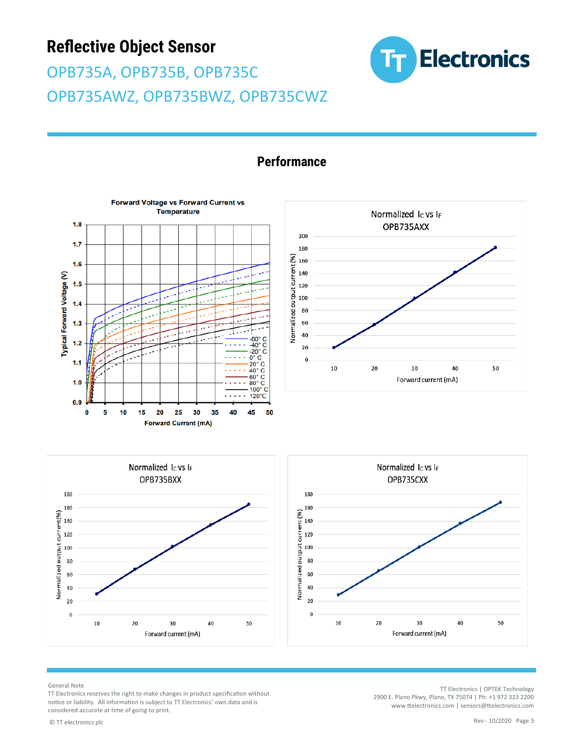# Reflective Object Sensor

OPB735A, OPB735B, OPB735C
OPB735AWZ, OPB735BWZ, OPB735CWZ

## Performance

**Forward Voltage vs Forward Current vs Temperature**

Typical Forward Voltage (V) vs Forward Current (mA)

Legend: -60° C, -40° C, -20° C, 0° C, 20° C, 40° C, 60° C, 80° C, 100° C, 120°C

**Normalized $I_C$ vs $I_F$ OPB735AXX**

Normalized output current (%) vs Forward current (mA)

**Normalized $I_C$ vs $I_F$ OPB735BXX**

Normalized output current(%) vs Forward current (mA)

**Normalized $I_C$ vs $I_F$ OPB735CXX**

Normalized output current (%) vs Forward current (mA)

General Note
TT Electronics reserves the right to make changes in product specification without notice or liability. All information is subject to TT Electronics' own data and is considered accurate at time of going to print.

© TT electronics plc

TT Electronics | OPTEK Technology
2900 E. Plano Pkwy, Plano, TX 75074 | Ph: +1 972 323 2200
www.ttelectronics.com | sensors@ttelectronics.com

Rev - 10/2020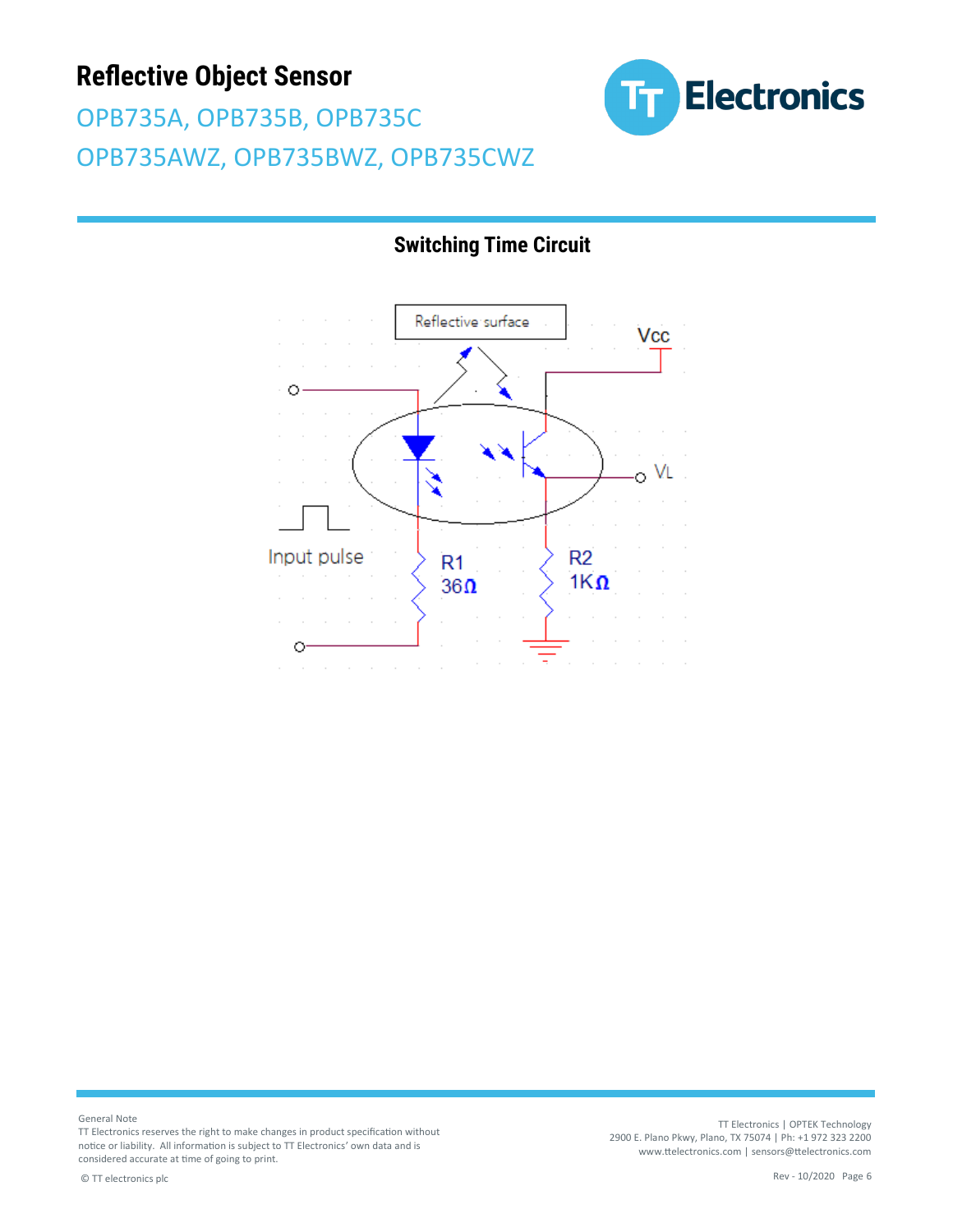# Reflective Object Sensor

OPB735A, OPB735B, OPB735C
OPB735AWZ, OPB735BWZ, OPB735CWZ

## Switching Time Circuit

Reflective surface

Vcc

$V_L$

Input pulse

R1
36Ω

R2
1KΩ

General Note
TT Electronics reserves the right to make changes in product specification without notice or liability. All information is subject to TT Electronics' own data and is considered accurate at time of going to print.

© TT electronics plc

TT Electronics | OPTEK Technology
2900 E. Plano Pkwy, Plano, TX 75074 | Ph: +1 972 323 2200
www.ttelectronics.com | sensors@ttelectronics.com

Rev - 10/2020